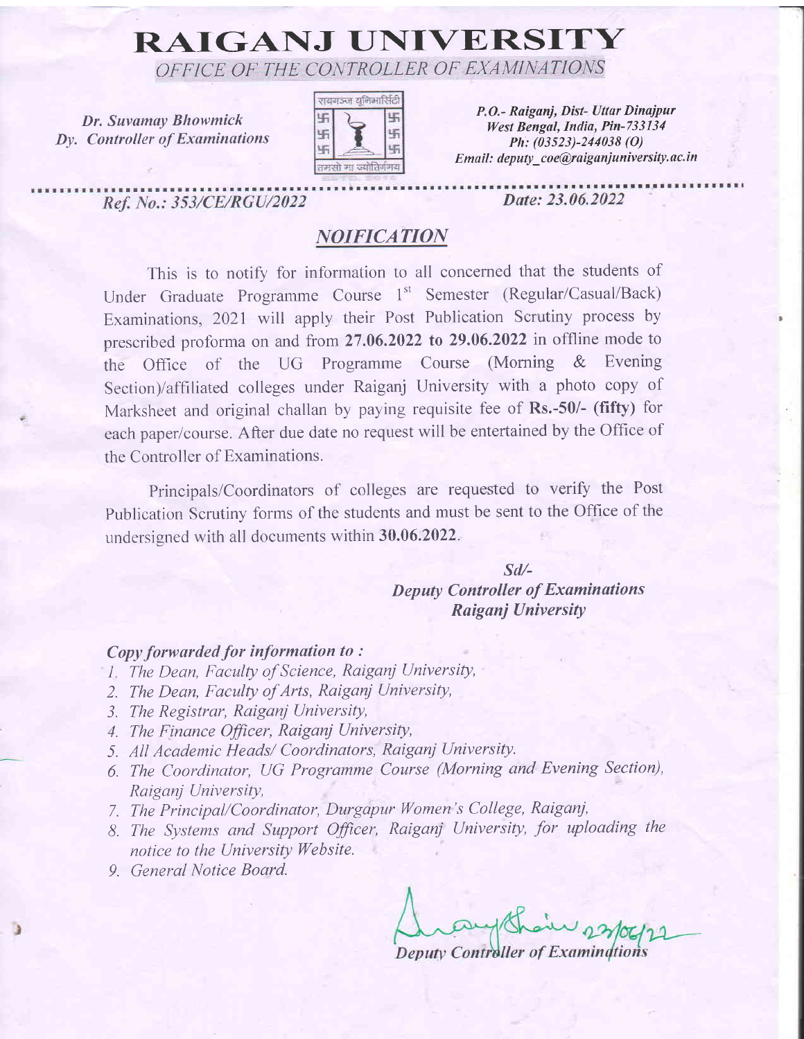# RAIGANJ UNIVERSITY

*OFFICE OF THE CONTROLLER OF EXAMINATIONS*

*Dr. Suvamay Bhowmick*
*Dy. Controller of Examinations*

रायगञ्ज यूनिभार्सिटी
तमसो मा ज्योतिर्गमय

*P.O.- Raiganj, Dist- Uttar Dinajpur*
*West Bengal, India, Pin-733134*
*Ph: (03523)-244038 (O)*
*Email: deputy_coe@raiganjuniversity.ac.in*

*Ref. No.: 353/CE/RGU/2022* *Date: 23.06.2022*

## *NOIFICATION*

This is to notify for information to all concerned that the students of Under Graduate Programme Course 1st Semester (Regular/Casual/Back) Examinations, 2021 will apply their Post Publication Scrutiny process by prescribed proforma on and from **27.06.2022 to 29.06.2022** in offline mode to the Office of the UG Programme Course (Morning & Evening Section)/affiliated colleges under Raiganj University with a photo copy of Marksheet and original challan by paying requisite fee of **Rs.-50/- (fifty)** for each paper/course. After due date no request will be entertained by the Office of the Controller of Examinations.

Principals/Coordinators of colleges are requested to verify the Post Publication Scrutiny forms of the students and must be sent to the Office of the undersigned with all documents within **30.06.2022**.

*Sd/-*
***Deputy Controller of Examinations***
***Raiganj University***

***Copy forwarded for information to :***

1. *The Dean, Faculty of Science, Raiganj University,*
2. *The Dean, Faculty of Arts, Raiganj University,*
3. *The Registrar, Raiganj University,*
4. *The Finance Officer, Raiganj University,*
5. *All Academic Heads/ Coordinators, Raiganj University.*
6. *The Coordinator, UG Programme Course (Morning and Evening Section), Raiganj University,*
7. *The Principal/Coordinator, Durgapur Women's College, Raiganj,*
8. *The Systems and Support Officer, Raiganj University, for uploading the notice to the University Website.*
9. *General Notice Board.*

23/06/22

*Deputy Controller of Examinations*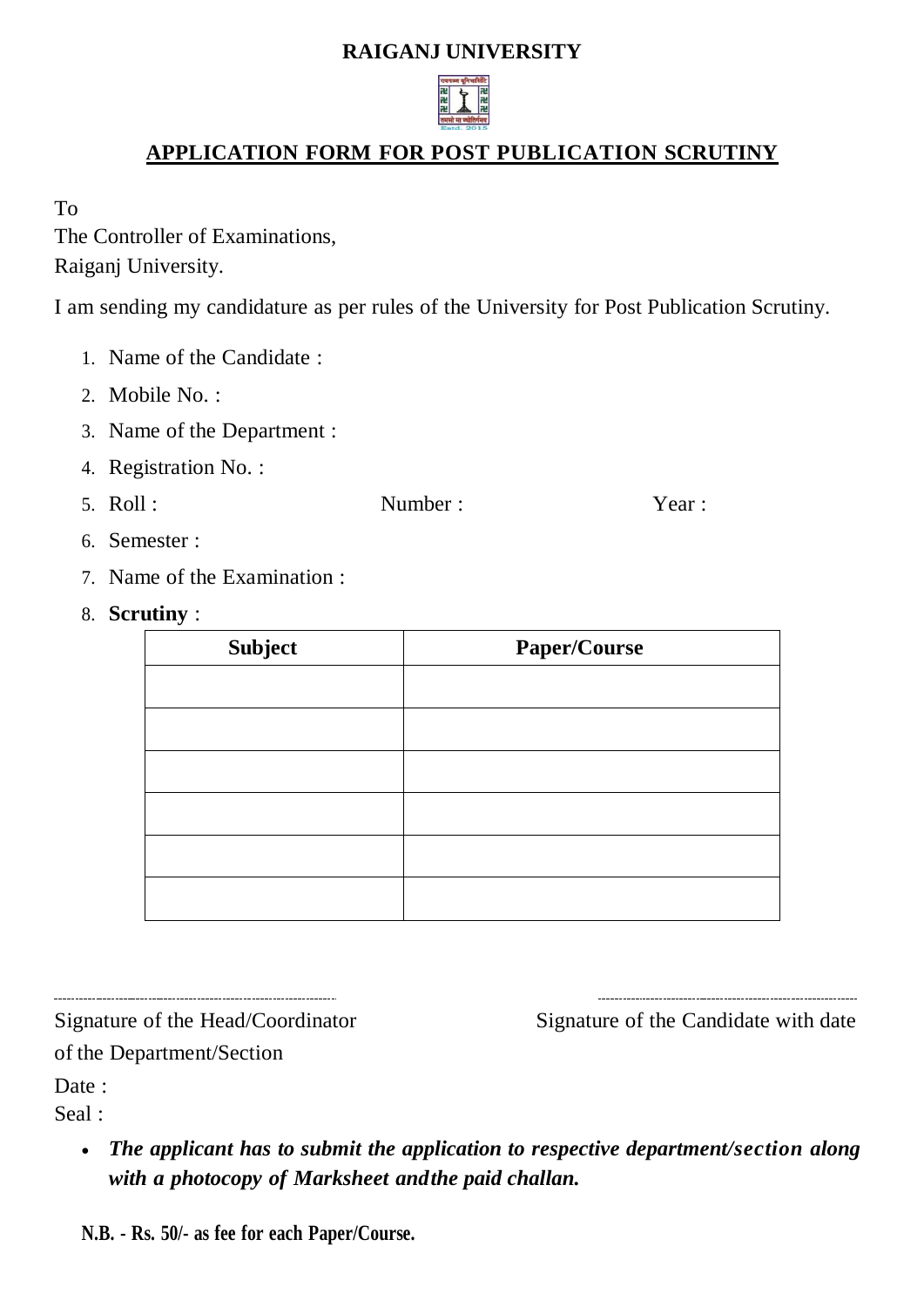**RAIGANJ UNIVERSITY**

## APPLICATION FORM FOR POST PUBLICATION SCRUTINY

To
The Controller of Examinations,
Raiganj University.

I am sending my candidature as per rules of the University for Post Publication Scrutiny.

1. Name of the Candidate :
2. Mobile No. :
3. Name of the Department :
4. Registration No. :
5. Roll : Number : Year :
6. Semester :
7. Name of the Examination :
8. **Scrutiny** :

| **Subject** | **Paper/Course** |
|---|---|
| | |
| | |
| | |
| | |
| | |
| | |

Signature of the Head/Coordinator of the Department/Section

Date :

Seal :

Signature of the Candidate with date

- ***The applicant has to submit the application to respective department/section along with a photocopy of Marksheet andthe paid challan.***

**N.B. - Rs. 50/- as fee for each Paper/Course.**